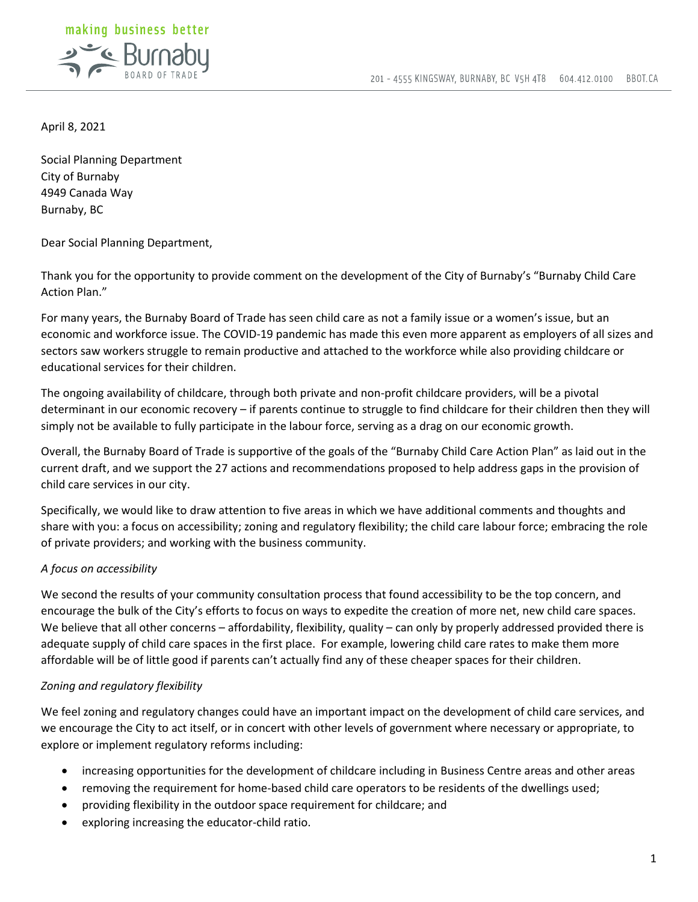making business better

Burnaby BOARD OF TRADE

201 - 4555 KINGSWAY, BURNABY, BC V5H 4T8 604.412.0100 BBOT.CA

April 8, 2021

Social Planning Department
City of Burnaby
4949 Canada Way
Burnaby, BC

Dear Social Planning Department,

Thank you for the opportunity to provide comment on the development of the City of Burnaby's "Burnaby Child Care Action Plan."

For many years, the Burnaby Board of Trade has seen child care as not a family issue or a women's issue, but an economic and workforce issue. The COVID-19 pandemic has made this even more apparent as employers of all sizes and sectors saw workers struggle to remain productive and attached to the workforce while also providing childcare or educational services for their children.

The ongoing availability of childcare, through both private and non-profit childcare providers, will be a pivotal determinant in our economic recovery – if parents continue to struggle to find childcare for their children then they will simply not be available to fully participate in the labour force, serving as a drag on our economic growth.

Overall, the Burnaby Board of Trade is supportive of the goals of the "Burnaby Child Care Action Plan" as laid out in the current draft, and we support the 27 actions and recommendations proposed to help address gaps in the provision of child care services in our city.

Specifically, we would like to draw attention to five areas in which we have additional comments and thoughts and share with you: a focus on accessibility; zoning and regulatory flexibility; the child care labour force; embracing the role of private providers; and working with the business community.

*A focus on accessibility*

We second the results of your community consultation process that found accessibility to be the top concern, and encourage the bulk of the City's efforts to focus on ways to expedite the creation of more net, new child care spaces. We believe that all other concerns – affordability, flexibility, quality – can only by properly addressed provided there is adequate supply of child care spaces in the first place. For example, lowering child care rates to make them more affordable will be of little good if parents can't actually find any of these cheaper spaces for their children.

*Zoning and regulatory flexibility*

We feel zoning and regulatory changes could have an important impact on the development of child care services, and we encourage the City to act itself, or in concert with other levels of government where necessary or appropriate, to explore or implement regulatory reforms including:

- increasing opportunities for the development of childcare including in Business Centre areas and other areas
- removing the requirement for home-based child care operators to be residents of the dwellings used;
- providing flexibility in the outdoor space requirement for childcare; and
- exploring increasing the educator-child ratio.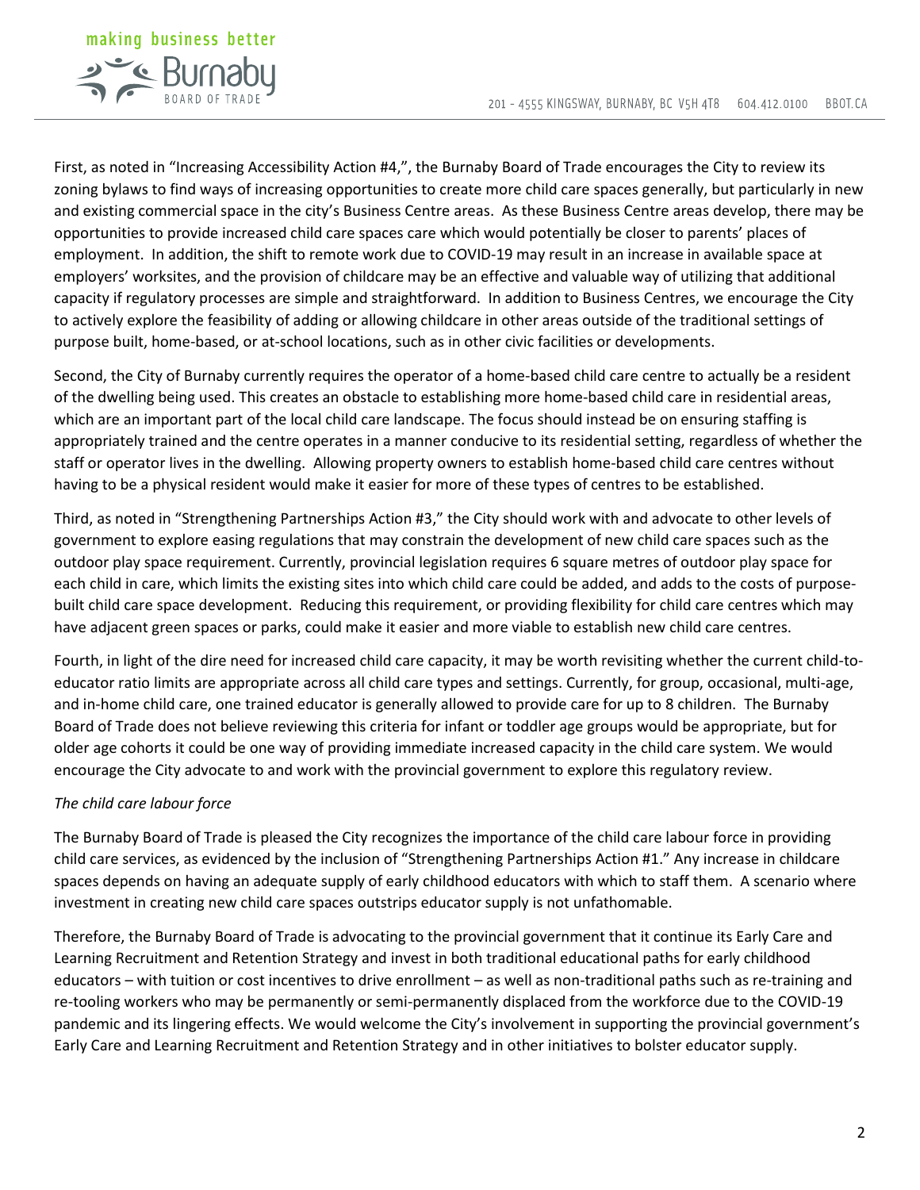First, as noted in "Increasing Accessibility Action #4,", the Burnaby Board of Trade encourages the City to review its zoning bylaws to find ways of increasing opportunities to create more child care spaces generally, but particularly in new and existing commercial space in the city's Business Centre areas. As these Business Centre areas develop, there may be opportunities to provide increased child care spaces care which would potentially be closer to parents' places of employment. In addition, the shift to remote work due to COVID-19 may result in an increase in available space at employers' worksites, and the provision of childcare may be an effective and valuable way of utilizing that additional capacity if regulatory processes are simple and straightforward. In addition to Business Centres, we encourage the City to actively explore the feasibility of adding or allowing childcare in other areas outside of the traditional settings of purpose built, home-based, or at-school locations, such as in other civic facilities or developments.

Second, the City of Burnaby currently requires the operator of a home-based child care centre to actually be a resident of the dwelling being used. This creates an obstacle to establishing more home-based child care in residential areas, which are an important part of the local child care landscape. The focus should instead be on ensuring staffing is appropriately trained and the centre operates in a manner conducive to its residential setting, regardless of whether the staff or operator lives in the dwelling. Allowing property owners to establish home-based child care centres without having to be a physical resident would make it easier for more of these types of centres to be established.

Third, as noted in "Strengthening Partnerships Action #3," the City should work with and advocate to other levels of government to explore easing regulations that may constrain the development of new child care spaces such as the outdoor play space requirement. Currently, provincial legislation requires 6 square metres of outdoor play space for each child in care, which limits the existing sites into which child care could be added, and adds to the costs of purpose-built child care space development. Reducing this requirement, or providing flexibility for child care centres which may have adjacent green spaces or parks, could make it easier and more viable to establish new child care centres.

Fourth, in light of the dire need for increased child care capacity, it may be worth revisiting whether the current child-to-educator ratio limits are appropriate across all child care types and settings. Currently, for group, occasional, multi-age, and in-home child care, one trained educator is generally allowed to provide care for up to 8 children. The Burnaby Board of Trade does not believe reviewing this criteria for infant or toddler age groups would be appropriate, but for older age cohorts it could be one way of providing immediate increased capacity in the child care system. We would encourage the City advocate to and work with the provincial government to explore this regulatory review.

*The child care labour force*

The Burnaby Board of Trade is pleased the City recognizes the importance of the child care labour force in providing child care services, as evidenced by the inclusion of "Strengthening Partnerships Action #1." Any increase in childcare spaces depends on having an adequate supply of early childhood educators with which to staff them. A scenario where investment in creating new child care spaces outstrips educator supply is not unfathomable.

Therefore, the Burnaby Board of Trade is advocating to the provincial government that it continue its Early Care and Learning Recruitment and Retention Strategy and invest in both traditional educational paths for early childhood educators – with tuition or cost incentives to drive enrollment – as well as non-traditional paths such as re-training and re-tooling workers who may be permanently or semi-permanently displaced from the workforce due to the COVID-19 pandemic and its lingering effects. We would welcome the City's involvement in supporting the provincial government's Early Care and Learning Recruitment and Retention Strategy and in other initiatives to bolster educator supply.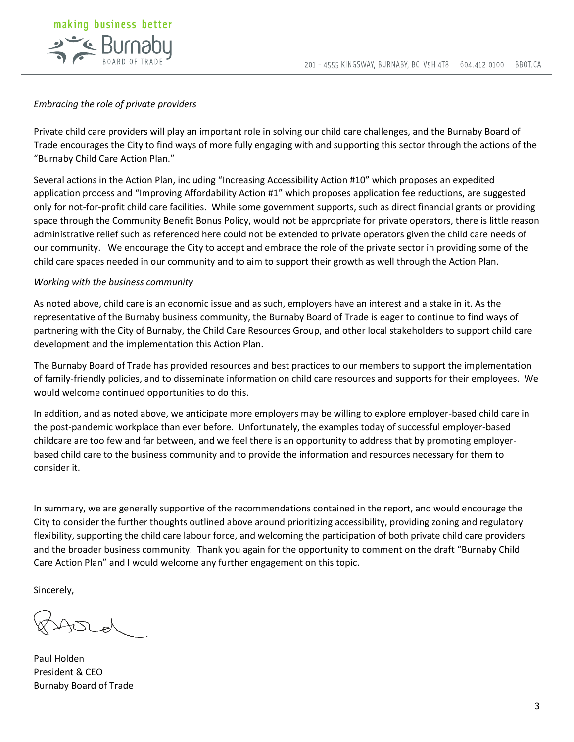*Embracing the role of private providers*

Private child care providers will play an important role in solving our child care challenges, and the Burnaby Board of Trade encourages the City to find ways of more fully engaging with and supporting this sector through the actions of the "Burnaby Child Care Action Plan."

Several actions in the Action Plan, including "Increasing Accessibility Action #10" which proposes an expedited application process and "Improving Affordability Action #1" which proposes application fee reductions, are suggested only for not-for-profit child care facilities. While some government supports, such as direct financial grants or providing space through the Community Benefit Bonus Policy, would not be appropriate for private operators, there is little reason administrative relief such as referenced here could not be extended to private operators given the child care needs of our community. We encourage the City to accept and embrace the role of the private sector in providing some of the child care spaces needed in our community and to aim to support their growth as well through the Action Plan.

*Working with the business community*

As noted above, child care is an economic issue and as such, employers have an interest and a stake in it. As the representative of the Burnaby business community, the Burnaby Board of Trade is eager to continue to find ways of partnering with the City of Burnaby, the Child Care Resources Group, and other local stakeholders to support child care development and the implementation this Action Plan.

The Burnaby Board of Trade has provided resources and best practices to our members to support the implementation of family-friendly policies, and to disseminate information on child care resources and supports for their employees. We would welcome continued opportunities to do this.

In addition, and as noted above, we anticipate more employers may be willing to explore employer-based child care in the post-pandemic workplace than ever before. Unfortunately, the examples today of successful employer-based childcare are too few and far between, and we feel there is an opportunity to address that by promoting employer-based child care to the business community and to provide the information and resources necessary for them to consider it.

In summary, we are generally supportive of the recommendations contained in the report, and would encourage the City to consider the further thoughts outlined above around prioritizing accessibility, providing zoning and regulatory flexibility, supporting the child care labour force, and welcoming the participation of both private child care providers and the broader business community. Thank you again for the opportunity to comment on the draft "Burnaby Child Care Action Plan" and I would welcome any further engagement on this topic.

Sincerely,

Paul Holden
President & CEO
Burnaby Board of Trade